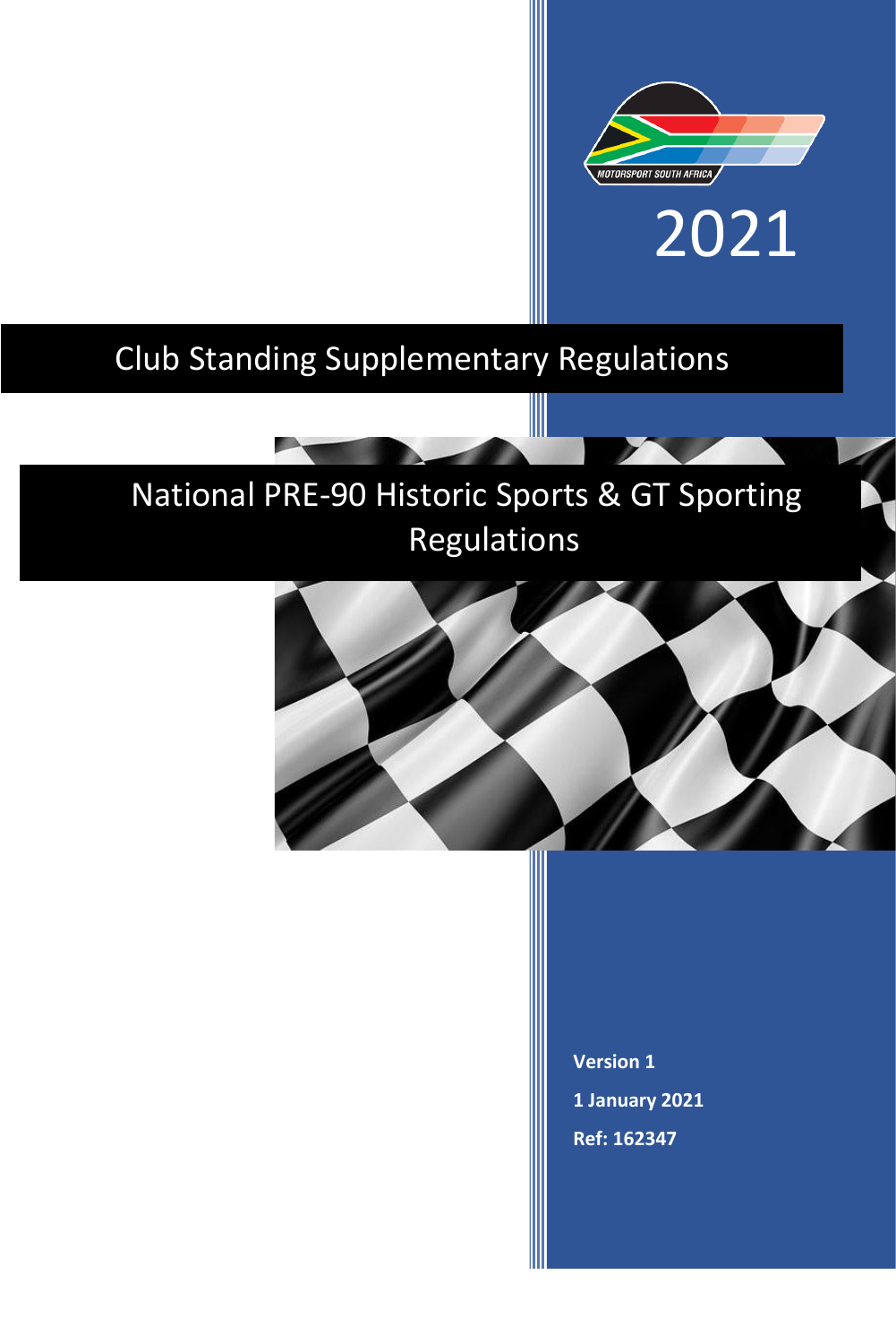MOTORSPORT SOUTH AFRICA

2021

# Club Standing Supplementary Regulations

# National PRE-90 Historic Sports & GT Sporting Regulations

**Version 1**

**1 January 2021**

**Ref: 162347**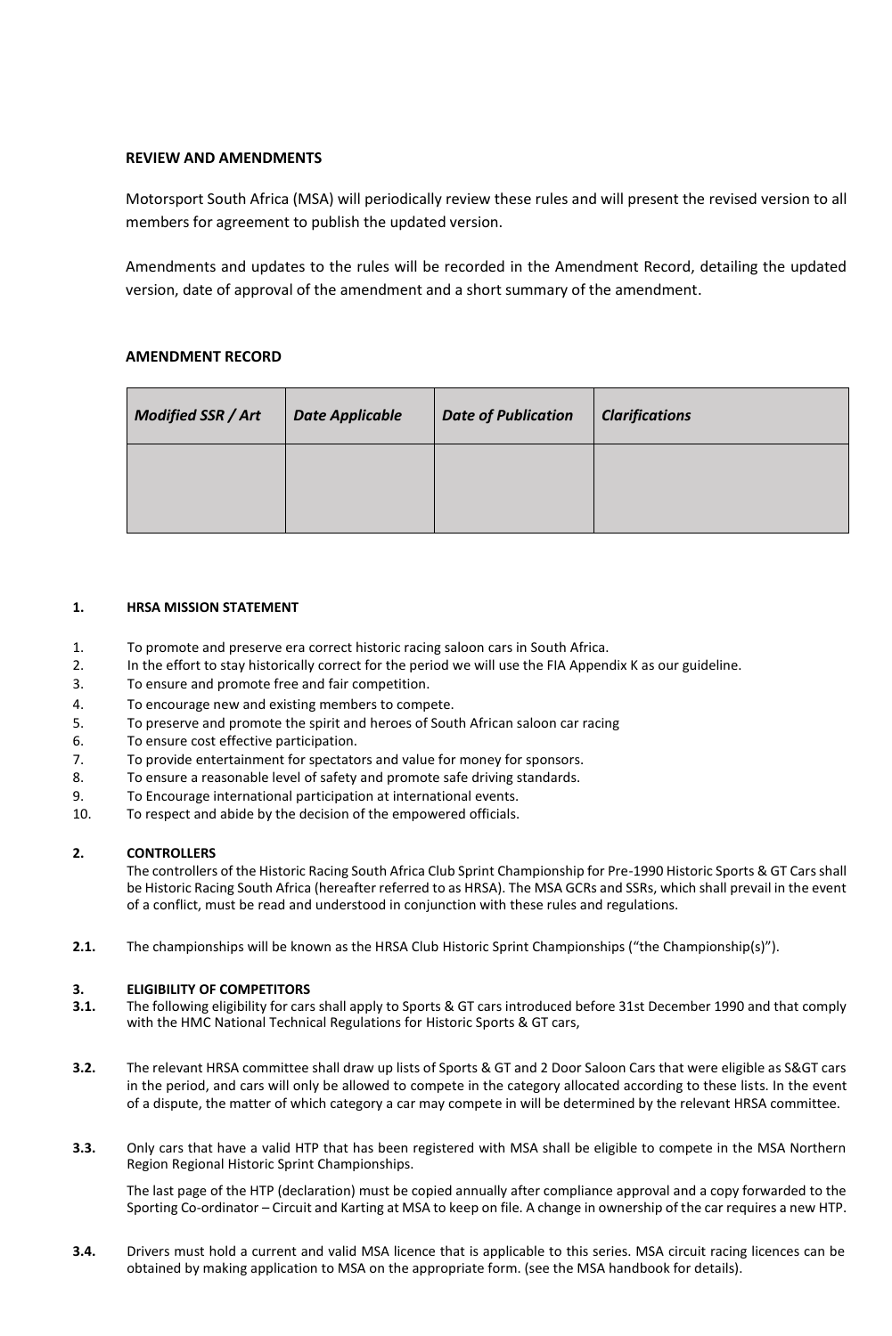**REVIEW AND AMENDMENTS**

Motorsport South Africa (MSA) will periodically review these rules and will present the revised version to all members for agreement to publish the updated version.

Amendments and updates to the rules will be recorded in the Amendment Record, detailing the updated version, date of approval of the amendment and a short summary of the amendment.

**AMENDMENT RECORD**

| *Modified SSR / Art* | *Date Applicable* | *Date of Publication* | *Clarifications* |
|---|---|---|---|
| | | | |

## 1. HRSA MISSION STATEMENT

1. To promote and preserve era correct historic racing saloon cars in South Africa.
2. In the effort to stay historically correct for the period we will use the FIA Appendix K as our guideline.
3. To ensure and promote free and fair competition.
4. To encourage new and existing members to compete.
5. To preserve and promote the spirit and heroes of South African saloon car racing
6. To ensure cost effective participation.
7. To provide entertainment for spectators and value for money for sponsors.
8. To ensure a reasonable level of safety and promote safe driving standards.
9. To Encourage international participation at international events.
10. To respect and abide by the decision of the empowered officials.

## 2. CONTROLLERS

The controllers of the Historic Racing South Africa Club Sprint Championship for Pre-1990 Historic Sports & GT Cars shall be Historic Racing South Africa (hereafter referred to as HRSA). The MSA GCRs and SSRs, which shall prevail in the event of a conflict, must be read and understood in conjunction with these rules and regulations.

**2.1.** The championships will be known as the HRSA Club Historic Sprint Championships ("the Championship(s)").

## 3. ELIGIBILITY OF COMPETITORS

**3.1.** The following eligibility for cars shall apply to Sports & GT cars introduced before 31st December 1990 and that comply with the HMC National Technical Regulations for Historic Sports & GT cars,

**3.2.** The relevant HRSA committee shall draw up lists of Sports & GT and 2 Door Saloon Cars that were eligible as S&GT cars in the period, and cars will only be allowed to compete in the category allocated according to these lists. In the event of a dispute, the matter of which category a car may compete in will be determined by the relevant HRSA committee.

**3.3.** Only cars that have a valid HTP that has been registered with MSA shall be eligible to compete in the MSA Northern Region Regional Historic Sprint Championships.

The last page of the HTP (declaration) must be copied annually after compliance approval and a copy forwarded to the Sporting Co-ordinator – Circuit and Karting at MSA to keep on file. A change in ownership of the car requires a new HTP.

**3.4.** Drivers must hold a current and valid MSA licence that is applicable to this series. MSA circuit racing licences can be obtained by making application to MSA on the appropriate form. (see the MSA handbook for details).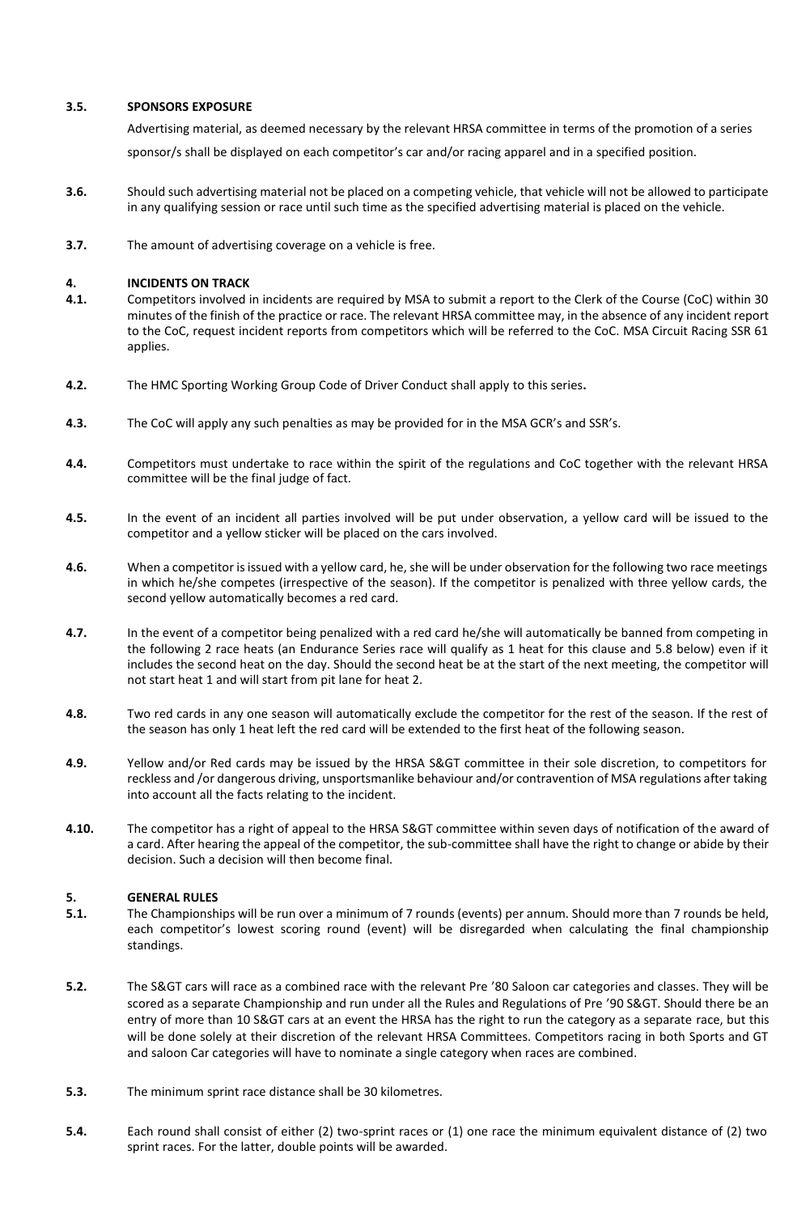**3.5. SPONSORS EXPOSURE**

Advertising material, as deemed necessary by the relevant HRSA committee in terms of the promotion of a series sponsor/s shall be displayed on each competitor's car and/or racing apparel and in a specified position.

**3.6.** Should such advertising material not be placed on a competing vehicle, that vehicle will not be allowed to participate in any qualifying session or race until such time as the specified advertising material is placed on the vehicle.

**3.7.** The amount of advertising coverage on a vehicle is free.

## 4. INCIDENTS ON TRACK

**4.1.** Competitors involved in incidents are required by MSA to submit a report to the Clerk of the Course (CoC) within 30 minutes of the finish of the practice or race. The relevant HRSA committee may, in the absence of any incident report to the CoC, request incident reports from competitors which will be referred to the CoC. MSA Circuit Racing SSR 61 applies.

**4.2.** The HMC Sporting Working Group Code of Driver Conduct shall apply to this series**.**

**4.3.** The CoC will apply any such penalties as may be provided for in the MSA GCR's and SSR's.

**4.4.** Competitors must undertake to race within the spirit of the regulations and CoC together with the relevant HRSA committee will be the final judge of fact.

**4.5.** In the event of an incident all parties involved will be put under observation, a yellow card will be issued to the competitor and a yellow sticker will be placed on the cars involved.

**4.6.** When a competitor is issued with a yellow card, he, she will be under observation for the following two race meetings in which he/she competes (irrespective of the season). If the competitor is penalized with three yellow cards, the second yellow automatically becomes a red card.

**4.7.** In the event of a competitor being penalized with a red card he/she will automatically be banned from competing in the following 2 race heats (an Endurance Series race will qualify as 1 heat for this clause and 5.8 below) even if it includes the second heat on the day. Should the second heat be at the start of the next meeting, the competitor will not start heat 1 and will start from pit lane for heat 2.

**4.8.** Two red cards in any one season will automatically exclude the competitor for the rest of the season. If the rest of the season has only 1 heat left the red card will be extended to the first heat of the following season.

**4.9.** Yellow and/or Red cards may be issued by the HRSA S&GT committee in their sole discretion, to competitors for reckless and /or dangerous driving, unsportsmanlike behaviour and/or contravention of MSA regulations after taking into account all the facts relating to the incident.

**4.10.** The competitor has a right of appeal to the HRSA S&GT committee within seven days of notification of the award of a card. After hearing the appeal of the competitor, the sub-committee shall have the right to change or abide by their decision. Such a decision will then become final.

## 5. GENERAL RULES

**5.1.** The Championships will be run over a minimum of 7 rounds (events) per annum. Should more than 7 rounds be held, each competitor's lowest scoring round (event) will be disregarded when calculating the final championship standings.

**5.2.** The S&GT cars will race as a combined race with the relevant Pre '80 Saloon car categories and classes. They will be scored as a separate Championship and run under all the Rules and Regulations of Pre '90 S&GT. Should there be an entry of more than 10 S&GT cars at an event the HRSA has the right to run the category as a separate race, but this will be done solely at their discretion of the relevant HRSA Committees. Competitors racing in both Sports and GT and saloon Car categories will have to nominate a single category when races are combined.

**5.3.** The minimum sprint race distance shall be 30 kilometres.

**5.4.** Each round shall consist of either (2) two-sprint races or (1) one race the minimum equivalent distance of (2) two sprint races. For the latter, double points will be awarded.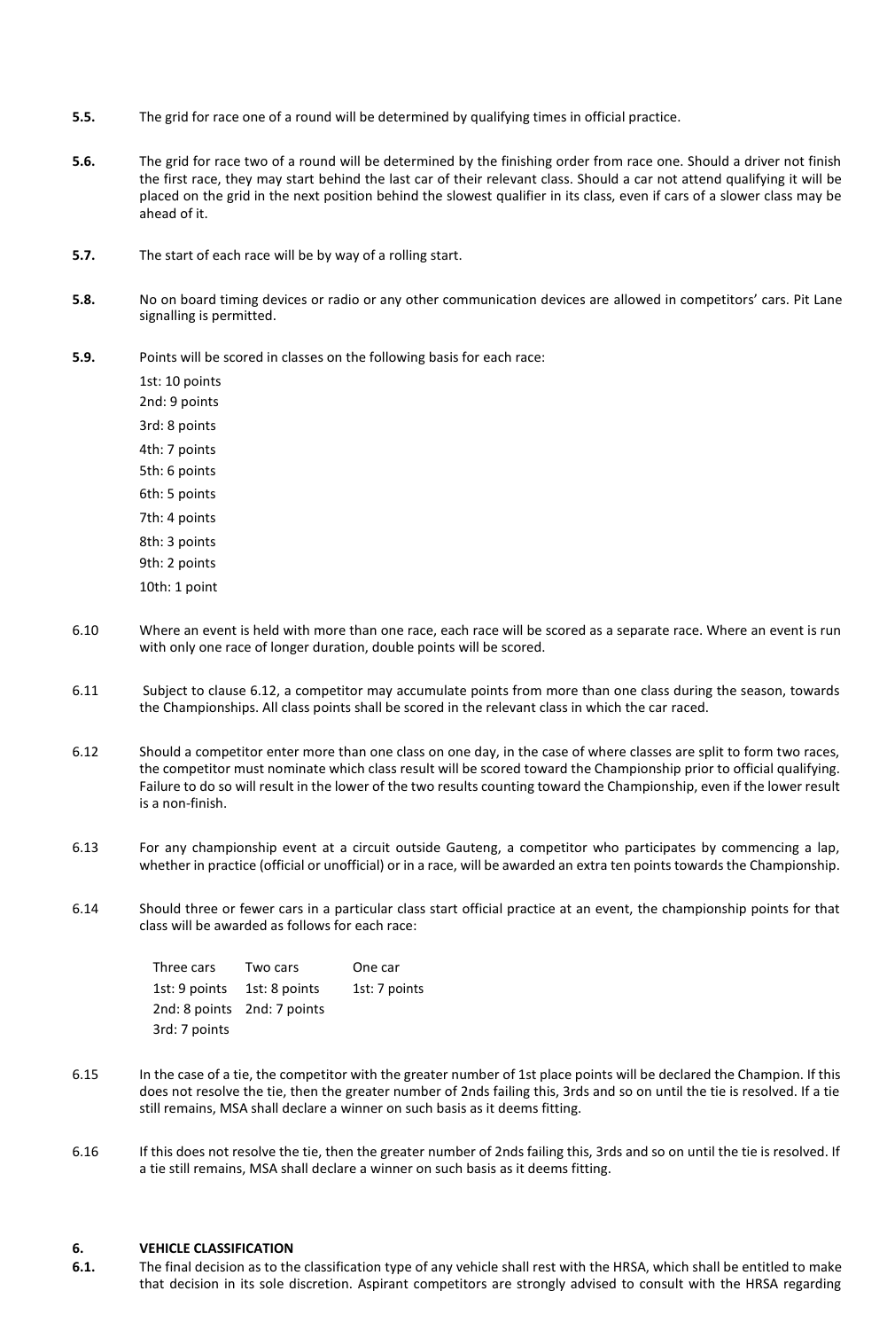**5.5.** The grid for race one of a round will be determined by qualifying times in official practice.

**5.6.** The grid for race two of a round will be determined by the finishing order from race one. Should a driver not finish the first race, they may start behind the last car of their relevant class. Should a car not attend qualifying it will be placed on the grid in the next position behind the slowest qualifier in its class, even if cars of a slower class may be ahead of it.

**5.7.** The start of each race will be by way of a rolling start.

**5.8.** No on board timing devices or radio or any other communication devices are allowed in competitors' cars. Pit Lane signalling is permitted.

**5.9.** Points will be scored in classes on the following basis for each race:

1st: 10 points
2nd: 9 points
3rd: 8 points
4th: 7 points
5th: 6 points
6th: 5 points
7th: 4 points
8th: 3 points
9th: 2 points
10th: 1 point

6.10 Where an event is held with more than one race, each race will be scored as a separate race. Where an event is run with only one race of longer duration, double points will be scored.

6.11 Subject to clause 6.12, a competitor may accumulate points from more than one class during the season, towards the Championships. All class points shall be scored in the relevant class in which the car raced.

6.12 Should a competitor enter more than one class on one day, in the case of where classes are split to form two races, the competitor must nominate which class result will be scored toward the Championship prior to official qualifying. Failure to do so will result in the lower of the two results counting toward the Championship, even if the lower result is a non-finish.

6.13 For any championship event at a circuit outside Gauteng, a competitor who participates by commencing a lap, whether in practice (official or unofficial) or in a race, will be awarded an extra ten points towards the Championship.

6.14 Should three or fewer cars in a particular class start official practice at an event, the championship points for that class will be awarded as follows for each race:

| Three cars | Two cars | One car |
|---|---|---|
| 1st: 9 points | 1st: 8 points | 1st: 7 points |
| 2nd: 8 points | 2nd: 7 points | |
| 3rd: 7 points | | |

6.15 In the case of a tie, the competitor with the greater number of 1st place points will be declared the Champion. If this does not resolve the tie, then the greater number of 2nds failing this, 3rds and so on until the tie is resolved. If a tie still remains, MSA shall declare a winner on such basis as it deems fitting.

6.16 If this does not resolve the tie, then the greater number of 2nds failing this, 3rds and so on until the tie is resolved. If a tie still remains, MSA shall declare a winner on such basis as it deems fitting.

## 6. VEHICLE CLASSIFICATION

**6.1.** The final decision as to the classification type of any vehicle shall rest with the HRSA, which shall be entitled to make that decision in its sole discretion. Aspirant competitors are strongly advised to consult with the HRSA regarding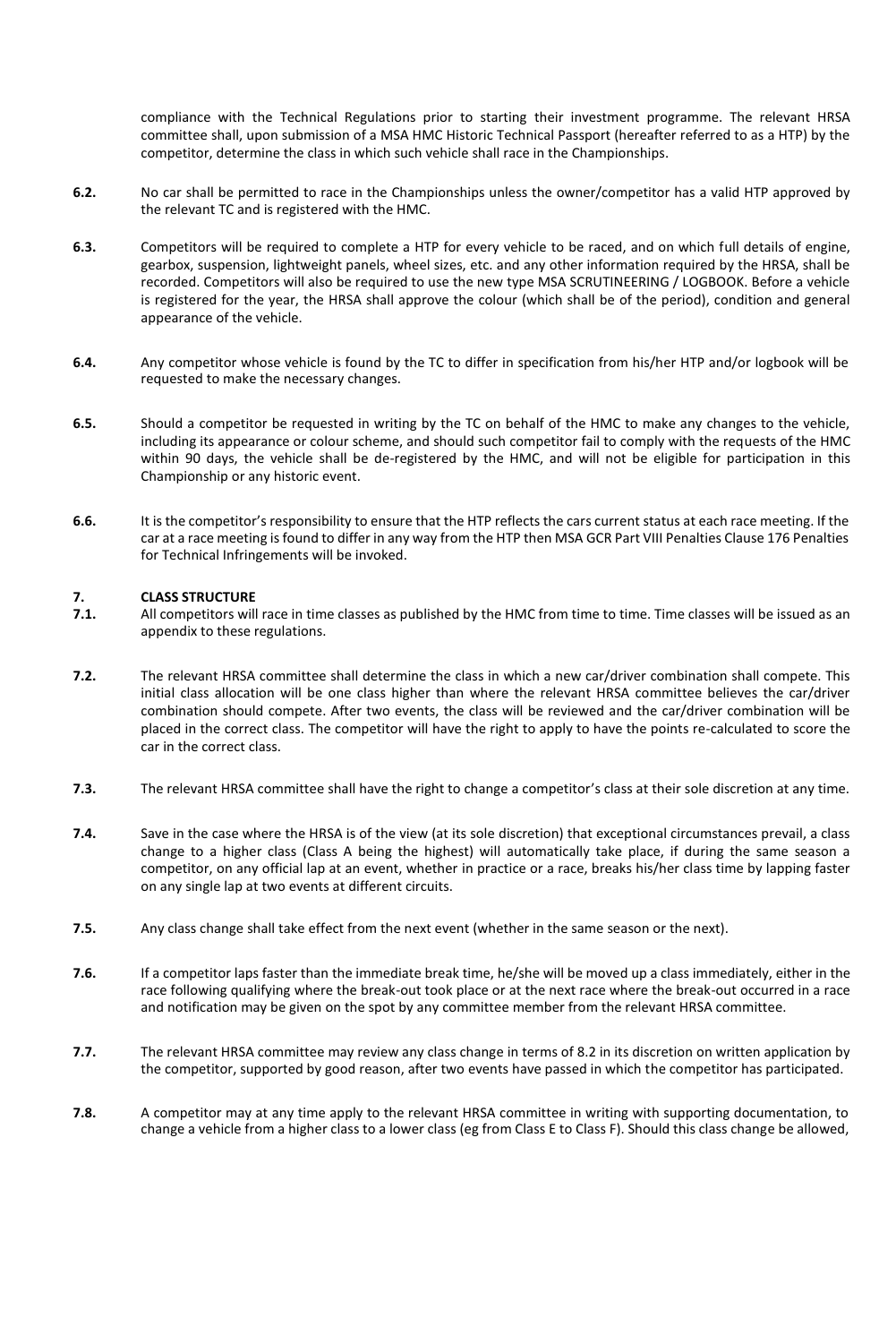compliance with the Technical Regulations prior to starting their investment programme. The relevant HRSA committee shall, upon submission of a MSA HMC Historic Technical Passport (hereafter referred to as a HTP) by the competitor, determine the class in which such vehicle shall race in the Championships.

**6.2.** No car shall be permitted to race in the Championships unless the owner/competitor has a valid HTP approved by the relevant TC and is registered with the HMC.

**6.3.** Competitors will be required to complete a HTP for every vehicle to be raced, and on which full details of engine, gearbox, suspension, lightweight panels, wheel sizes, etc. and any other information required by the HRSA, shall be recorded. Competitors will also be required to use the new type MSA SCRUTINEERING / LOGBOOK. Before a vehicle is registered for the year, the HRSA shall approve the colour (which shall be of the period), condition and general appearance of the vehicle.

**6.4.** Any competitor whose vehicle is found by the TC to differ in specification from his/her HTP and/or logbook will be requested to make the necessary changes.

**6.5.** Should a competitor be requested in writing by the TC on behalf of the HMC to make any changes to the vehicle, including its appearance or colour scheme, and should such competitor fail to comply with the requests of the HMC within 90 days, the vehicle shall be de-registered by the HMC, and will not be eligible for participation in this Championship or any historic event.

**6.6.** It is the competitor's responsibility to ensure that the HTP reflects the cars current status at each race meeting. If the car at a race meeting is found to differ in any way from the HTP then MSA GCR Part VIII Penalties Clause 176 Penalties for Technical Infringements will be invoked.

## 7. CLASS STRUCTURE

**7.1.** All competitors will race in time classes as published by the HMC from time to time. Time classes will be issued as an appendix to these regulations.

**7.2.** The relevant HRSA committee shall determine the class in which a new car/driver combination shall compete. This initial class allocation will be one class higher than where the relevant HRSA committee believes the car/driver combination should compete. After two events, the class will be reviewed and the car/driver combination will be placed in the correct class. The competitor will have the right to apply to have the points re-calculated to score the car in the correct class.

**7.3.** The relevant HRSA committee shall have the right to change a competitor's class at their sole discretion at any time.

**7.4.** Save in the case where the HRSA is of the view (at its sole discretion) that exceptional circumstances prevail, a class change to a higher class (Class A being the highest) will automatically take place, if during the same season a competitor, on any official lap at an event, whether in practice or a race, breaks his/her class time by lapping faster on any single lap at two events at different circuits.

**7.5.** Any class change shall take effect from the next event (whether in the same season or the next).

**7.6.** If a competitor laps faster than the immediate break time, he/she will be moved up a class immediately, either in the race following qualifying where the break-out took place or at the next race where the break-out occurred in a race and notification may be given on the spot by any committee member from the relevant HRSA committee.

**7.7.** The relevant HRSA committee may review any class change in terms of 8.2 in its discretion on written application by the competitor, supported by good reason, after two events have passed in which the competitor has participated.

**7.8.** A competitor may at any time apply to the relevant HRSA committee in writing with supporting documentation, to change a vehicle from a higher class to a lower class (eg from Class E to Class F). Should this class change be allowed,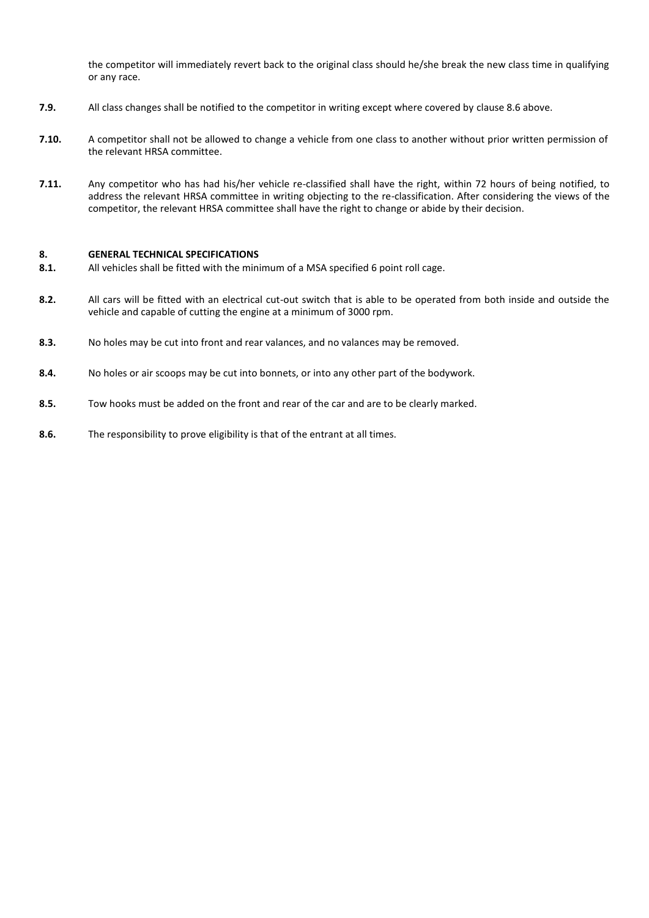the competitor will immediately revert back to the original class should he/she break the new class time in qualifying or any race.

**7.9.** All class changes shall be notified to the competitor in writing except where covered by clause 8.6 above.

**7.10.** A competitor shall not be allowed to change a vehicle from one class to another without prior written permission of the relevant HRSA committee.

**7.11.** Any competitor who has had his/her vehicle re-classified shall have the right, within 72 hours of being notified, to address the relevant HRSA committee in writing objecting to the re-classification. After considering the views of the competitor, the relevant HRSA committee shall have the right to change or abide by their decision.

## 8. GENERAL TECHNICAL SPECIFICATIONS

**8.1.** All vehicles shall be fitted with the minimum of a MSA specified 6 point roll cage.

**8.2.** All cars will be fitted with an electrical cut-out switch that is able to be operated from both inside and outside the vehicle and capable of cutting the engine at a minimum of 3000 rpm.

**8.3.** No holes may be cut into front and rear valances, and no valances may be removed.

**8.4.** No holes or air scoops may be cut into bonnets, or into any other part of the bodywork.

**8.5.** Tow hooks must be added on the front and rear of the car and are to be clearly marked.

**8.6.** The responsibility to prove eligibility is that of the entrant at all times.